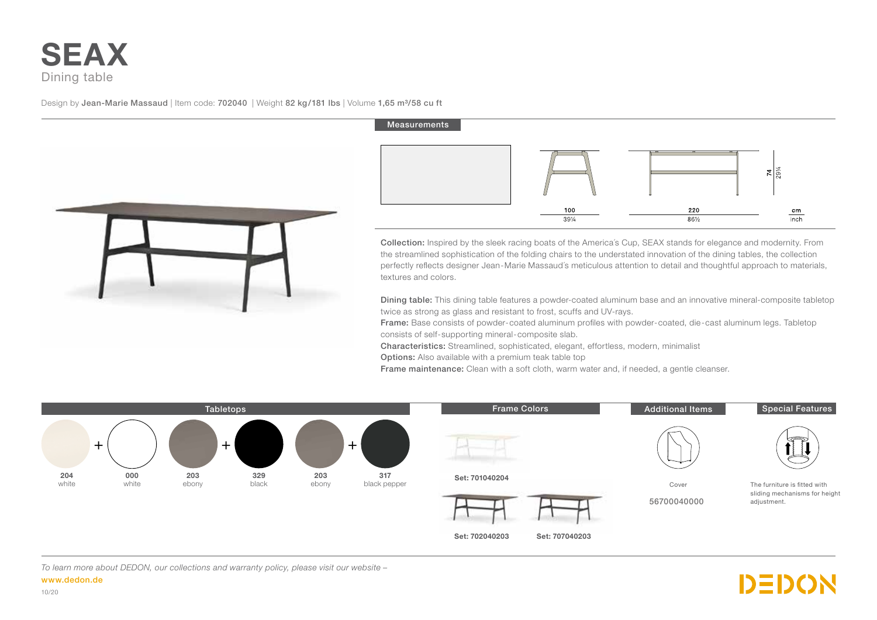# SEAX

Dining table

Design by **Jean-Marie Massaud** | Item code: **702040** | Weight **82 kg/181 lbs** | Volume **1,65 m³/58 cu ft**

## Measurements

| | cm | inch |
|---|---|---|
| Width | 100 | 39¼ |
| Length | 220 | 86½ |
| Height | 74 | 29¼ |

**Collection:** Inspired by the sleek racing boats of the America's Cup, SEAX stands for elegance and modernity. From the streamlined sophistication of the folding chairs to the understated innovation of the dining tables, the collection perfectly reflects designer Jean-Marie Massaud's meticulous attention to detail and thoughtful approach to materials, textures and colors.

**Dining table:** This dining table features a powder-coated aluminum base and an innovative mineral-composite tabletop twice as strong as glass and resistant to frost, scuffs and UV-rays.

**Frame:** Base consists of powder-coated aluminum profiles with powder-coated, die-cast aluminum legs. Tabletop consists of self-supporting mineral-composite slab.

**Characteristics:** Streamlined, sophisticated, elegant, effortless, modern, minimalist

**Options:** Also available with a premium teak table top

**Frame maintenance:** Clean with a soft cloth, warm water and, if needed, a gentle cleanser.

## Tabletops

- **204** white + **000** white
- **203** ebony + **329** black
- **203** ebony + **317** black pepper

## Frame Colors

- Set: 701040204
- Set: 702040203
- Set: 707040203

## Additional Items

Cover

56700040000

## Special Features

The furniture is fitted with sliding mechanisms for height adjustment.

*To learn more about DEDON, our collections and warranty policy, please visit our website –*
**www.dedon.de**

10/20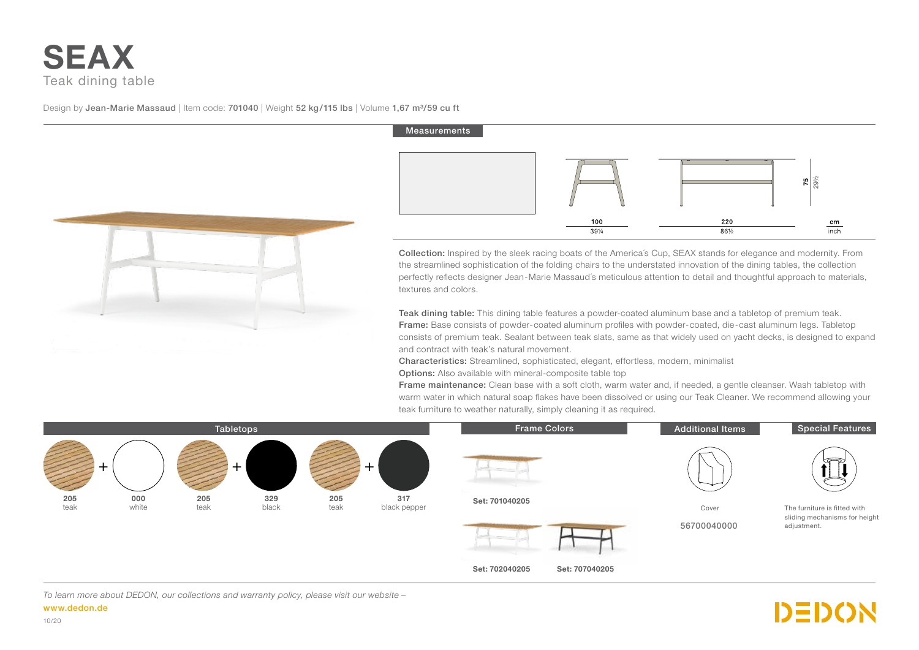# SEAX

Teak dining table

Design by **Jean-Marie Massaud** | Item code: **701040** | Weight **52 kg/115 lbs** | Volume **1,67 m³/59 cu ft**

## Measurements

100
39¼

220
86½

75
29½

cm
inch

**Collection:** Inspired by the sleek racing boats of the America´s Cup, SEAX stands for elegance and modernity. From the streamlined sophistication of the folding chairs to the understated innovation of the dining tables, the collection perfectly reflects designer Jean-Marie Massaud´s meticulous attention to detail and thoughtful approach to materials, textures and colors.

**Teak dining table:** This dining table features a powder-coated aluminum base and a tabletop of premium teak.
**Frame:** Base consists of powder-coated aluminum profiles with powder-coated, die-cast aluminum legs. Tabletop consists of premium teak. Sealant between teak slats, same as that widely used on yacht decks, is designed to expand and contract with teak's natural movement.
**Characteristics:** Streamlined, sophisticated, elegant, effortless, modern, minimalist
**Options:** Also available with mineral-composite table top
**Frame maintenance:** Clean base with a soft cloth, warm water and, if needed, a gentle cleanser. Wash tabletop with warm water in which natural soap flakes have been dissolved or using our Teak Cleaner. We recommend allowing your teak furniture to weather naturally, simply cleaning it as required.

## Tabletops

205 teak + 000 white

205 teak + 329 black

205 teak + 317 black pepper

## Frame Colors

Set: 701040205

Set: 702040205

Set: 707040205

## Additional Items

Cover

56700040000

## Special Features

The furniture is fitted with sliding mechanisms for height adjustment.

*To learn more about DEDON, our collections and warranty policy, please visit our website –*
**www.dedon.de**

10/20